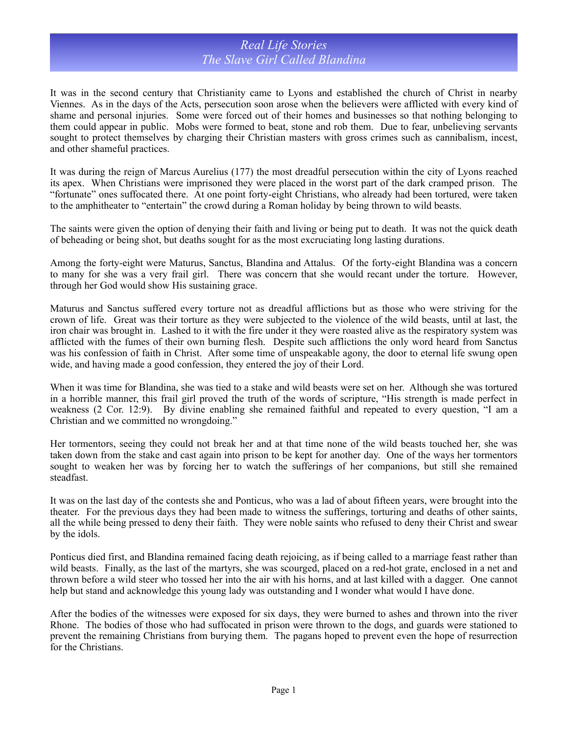# *Real Life Stories*
# *The Slave Girl Called Blandina*

It was in the second century that Christianity came to Lyons and established the church of Christ in nearby Viennes. As in the days of the Acts, persecution soon arose when the believers were afflicted with every kind of shame and personal injuries. Some were forced out of their homes and businesses so that nothing belonging to them could appear in public. Mobs were formed to beat, stone and rob them. Due to fear, unbelieving servants sought to protect themselves by charging their Christian masters with gross crimes such as cannibalism, incest, and other shameful practices.

It was during the reign of Marcus Aurelius (177) the most dreadful persecution within the city of Lyons reached its apex. When Christians were imprisoned they were placed in the worst part of the dark cramped prison. The "fortunate" ones suffocated there. At one point forty-eight Christians, who already had been tortured, were taken to the amphitheater to "entertain" the crowd during a Roman holiday by being thrown to wild beasts.

The saints were given the option of denying their faith and living or being put to death. It was not the quick death of beheading or being shot, but deaths sought for as the most excruciating long lasting durations.

Among the forty-eight were Maturus, Sanctus, Blandina and Attalus. Of the forty-eight Blandina was a concern to many for she was a very frail girl. There was concern that she would recant under the torture. However, through her God would show His sustaining grace.

Maturus and Sanctus suffered every torture not as dreadful afflictions but as those who were striving for the crown of life. Great was their torture as they were subjected to the violence of the wild beasts, until at last, the iron chair was brought in. Lashed to it with the fire under it they were roasted alive as the respiratory system was afflicted with the fumes of their own burning flesh. Despite such afflictions the only word heard from Sanctus was his confession of faith in Christ. After some time of unspeakable agony, the door to eternal life swung open wide, and having made a good confession, they entered the joy of their Lord.

When it was time for Blandina, she was tied to a stake and wild beasts were set on her. Although she was tortured in a horrible manner, this frail girl proved the truth of the words of scripture, "His strength is made perfect in weakness (2 Cor. 12:9). By divine enabling she remained faithful and repeated to every question, "I am a Christian and we committed no wrongdoing."

Her tormentors, seeing they could not break her and at that time none of the wild beasts touched her, she was taken down from the stake and cast again into prison to be kept for another day. One of the ways her tormentors sought to weaken her was by forcing her to watch the sufferings of her companions, but still she remained steadfast.

It was on the last day of the contests she and Ponticus, who was a lad of about fifteen years, were brought into the theater. For the previous days they had been made to witness the sufferings, torturing and deaths of other saints, all the while being pressed to deny their faith. They were noble saints who refused to deny their Christ and swear by the idols.

Ponticus died first, and Blandina remained facing death rejoicing, as if being called to a marriage feast rather than wild beasts. Finally, as the last of the martyrs, she was scourged, placed on a red-hot grate, enclosed in a net and thrown before a wild steer who tossed her into the air with his horns, and at last killed with a dagger. One cannot help but stand and acknowledge this young lady was outstanding and I wonder what would I have done.

After the bodies of the witnesses were exposed for six days, they were burned to ashes and thrown into the river Rhone. The bodies of those who had suffocated in prison were thrown to the dogs, and guards were stationed to prevent the remaining Christians from burying them. The pagans hoped to prevent even the hope of resurrection for the Christians.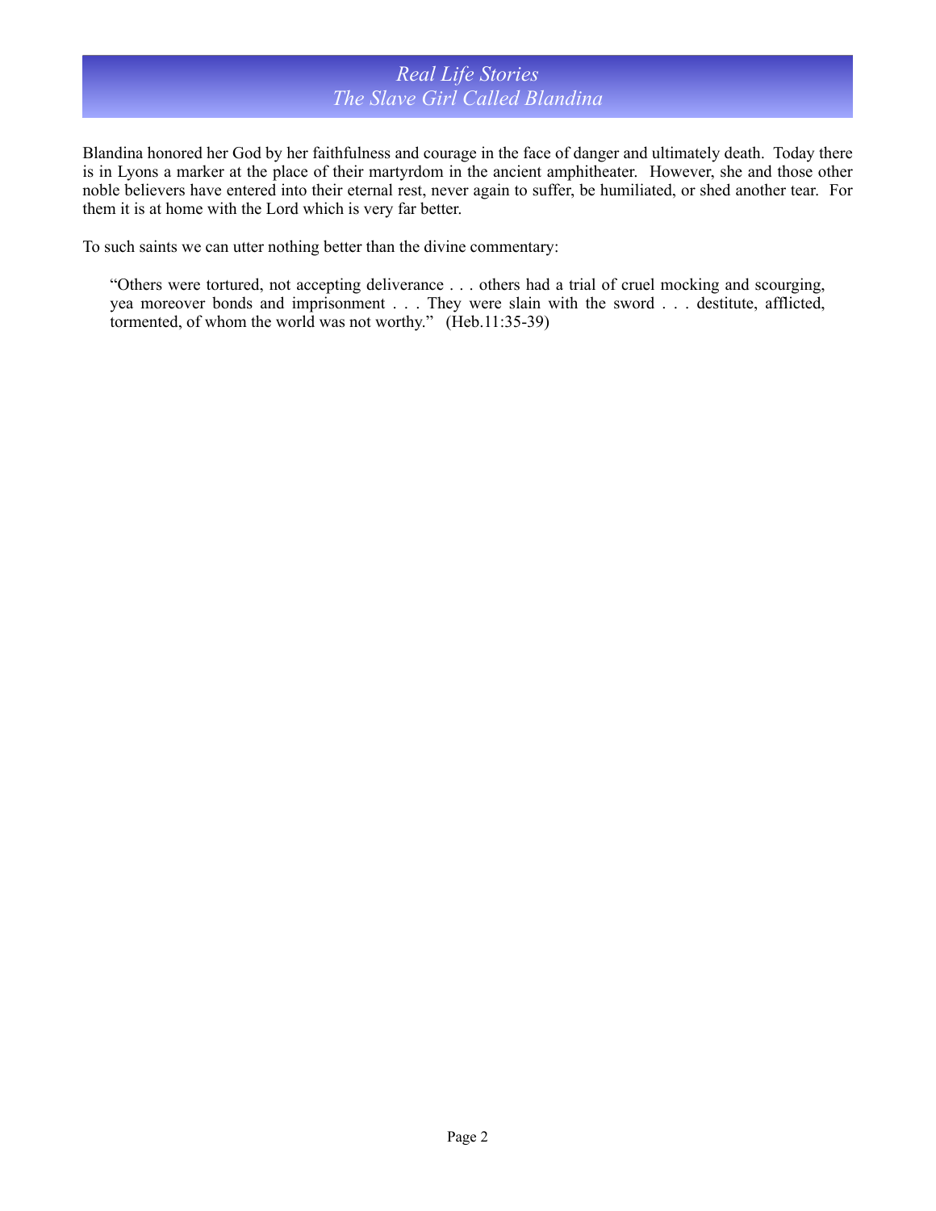Blandina honored her God by her faithfulness and courage in the face of danger and ultimately death. Today there is in Lyons a marker at the place of their martyrdom in the ancient amphitheater. However, she and those other noble believers have entered into their eternal rest, never again to suffer, be humiliated, or shed another tear. For them it is at home with the Lord which is very far better.

To such saints we can utter nothing better than the divine commentary:

> "Others were tortured, not accepting deliverance . . . others had a trial of cruel mocking and scourging, yea moreover bonds and imprisonment . . . They were slain with the sword . . . destitute, afflicted, tormented, of whom the world was not worthy." (Heb.11:35-39)